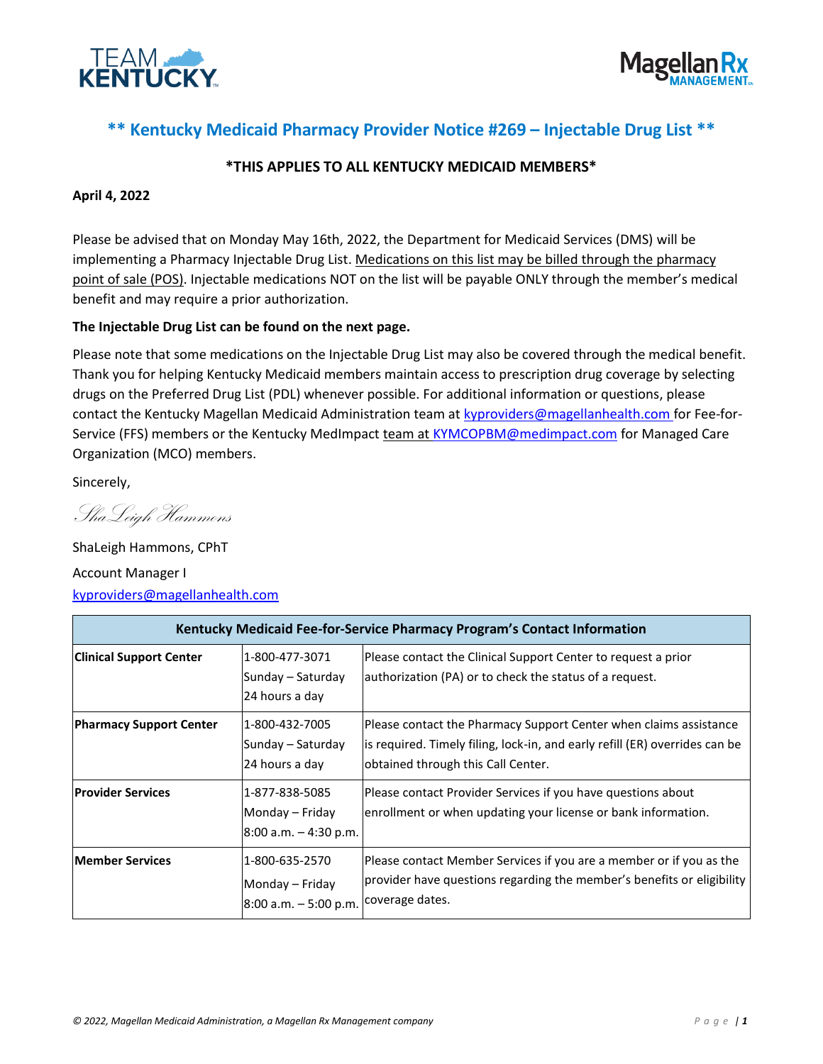# ** Kentucky Medicaid Pharmacy Provider Notice #269 – Injectable Drug List **

**\*THIS APPLIES TO ALL KENTUCKY MEDICAID MEMBERS\***

**April 4, 2022**

Please be advised that on Monday May 16th, 2022, the Department for Medicaid Services (DMS) will be implementing a Pharmacy Injectable Drug List. Medications on this list may be billed through the pharmacy point of sale (POS). Injectable medications NOT on the list will be payable ONLY through the member's medical benefit and may require a prior authorization.

**The Injectable Drug List can be found on the next page.**

Please note that some medications on the Injectable Drug List may also be covered through the medical benefit. Thank you for helping Kentucky Medicaid members maintain access to prescription drug coverage by selecting drugs on the Preferred Drug List (PDL) whenever possible. For additional information or questions, please contact the Kentucky Magellan Medicaid Administration team at kyproviders@magellanhealth.com for Fee-for-Service (FFS) members or the Kentucky MedImpact team at KYMCOPBM@medimpact.com for Managed Care Organization (MCO) members.

Sincerely,

*ShaLeigh Hammons*

ShaLeigh Hammons, CPhT

Account Manager I

kyproviders@magellanhealth.com

| Kentucky Medicaid Fee-for-Service Pharmacy Program's Contact Information | | |
|---|---|---|
| **Clinical Support Center** | 1-800-477-3071<br>Sunday – Saturday<br>24 hours a day | Please contact the Clinical Support Center to request a prior authorization (PA) or to check the status of a request. |
| **Pharmacy Support Center** | 1-800-432-7005<br>Sunday – Saturday<br>24 hours a day | Please contact the Pharmacy Support Center when claims assistance is required. Timely filing, lock-in, and early refill (ER) overrides can be obtained through this Call Center. |
| **Provider Services** | 1-877-838-5085<br>Monday – Friday<br>8:00 a.m. – 4:30 p.m. | Please contact Provider Services if you have questions about enrollment or when updating your license or bank information. |
| **Member Services** | 1-800-635-2570<br>Monday – Friday<br>8:00 a.m. – 5:00 p.m. | Please contact Member Services if you are a member or if you as the provider have questions regarding the member's benefits or eligibility coverage dates. |

*© 2022, Magellan Medicaid Administration, a Magellan Rx Management company*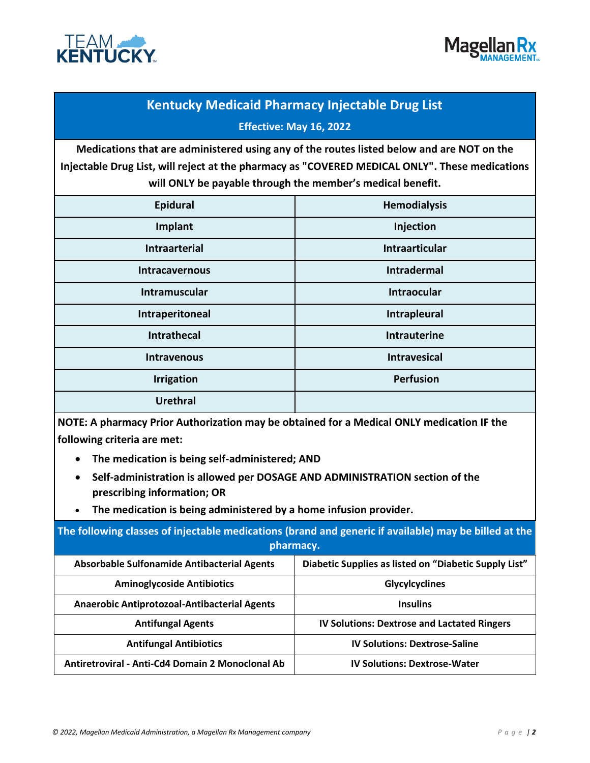# Kentucky Medicaid Pharmacy Injectable Drug List

**Effective: May 16, 2022**

**Medications that are administered using any of the routes listed below and are NOT on the Injectable Drug List, will reject at the pharmacy as "COVERED MEDICAL ONLY". These medications will ONLY be payable through the member's medical benefit.**

| | |
|---|---|
| Epidural | Hemodialysis |
| Implant | Injection |
| Intraarterial | Intraarticular |
| Intracavernous | Intradermal |
| Intramuscular | Intraocular |
| Intraperitoneal | Intrapleural |
| Intrathecal | Intrauterine |
| Intravenous | Intravesical |
| Irrigation | Perfusion |
| Urethral | |

**NOTE: A pharmacy Prior Authorization may be obtained for a Medical ONLY medication IF the following criteria are met:**

- **The medication is being self-administered; AND**
- **Self-administration is allowed per DOSAGE AND ADMINISTRATION section of the prescribing information; OR**
- **The medication is being administered by a home infusion provider.**

**The following classes of injectable medications (brand and generic if available) may be billed at the pharmacy.**

| | |
|---|---|
| Absorbable Sulfonamide Antibacterial Agents | Diabetic Supplies as listed on "Diabetic Supply List" |
| Aminoglycoside Antibiotics | Glycylcyclines |
| Anaerobic Antiprotozoal-Antibacterial Agents | Insulins |
| Antifungal Agents | IV Solutions: Dextrose and Lactated Ringers |
| Antifungal Antibiotics | IV Solutions: Dextrose-Saline |
| Antiretroviral - Anti-Cd4 Domain 2 Monoclonal Ab | IV Solutions: Dextrose-Water |

*© 2022, Magellan Medicaid Administration, a Magellan Rx Management company*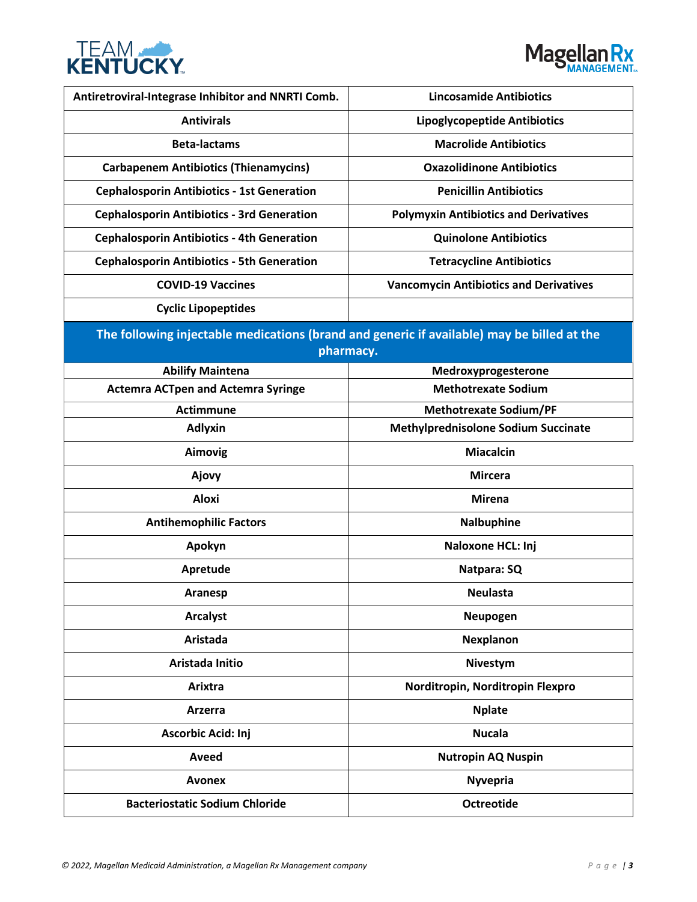| Antiretroviral-Integrase Inhibitor and NNRTI Comb. | Lincosamide Antibiotics |
|---|---|
| Antivirals | Lipoglycopeptide Antibiotics |
| Beta-lactams | Macrolide Antibiotics |
| Carbapenem Antibiotics (Thienamycins) | Oxazolidinone Antibiotics |
| Cephalosporin Antibiotics - 1st Generation | Penicillin Antibiotics |
| Cephalosporin Antibiotics - 3rd Generation | Polymyxin Antibiotics and Derivatives |
| Cephalosporin Antibiotics - 4th Generation | Quinolone Antibiotics |
| Cephalosporin Antibiotics - 5th Generation | Tetracycline Antibiotics |
| COVID-19 Vaccines | Vancomycin Antibiotics and Derivatives |
| Cyclic Lipopeptides | |

**The following injectable medications (brand and generic if available) may be billed at the pharmacy.**

| Abilify Maintena | Medroxyprogesterone |
|---|---|
| Actemra ACTpen and Actemra Syringe | Methotrexate Sodium |
| Actimmune | Methotrexate Sodium/PF |
| Adlyxin | Methylprednisolone Sodium Succinate |
| Aimovig | Miacalcin |
| Ajovy | Mircera |
| Aloxi | Mirena |
| Antihemophilic Factors | Nalbuphine |
| Apokyn | Naloxone HCL: Inj |
| Apretude | Natpara: SQ |
| Aranesp | Neulasta |
| Arcalyst | Neupogen |
| Aristada | Nexplanon |
| Aristada Initio | Nivestym |
| Arixtra | Norditropin, Norditropin Flexpro |
| Arzerra | Nplate |
| Ascorbic Acid: Inj | Nucala |
| Aveed | Nutropin AQ Nuspin |
| Avonex | Nyvepria |
| Bacteriostatic Sodium Chloride | Octreotide |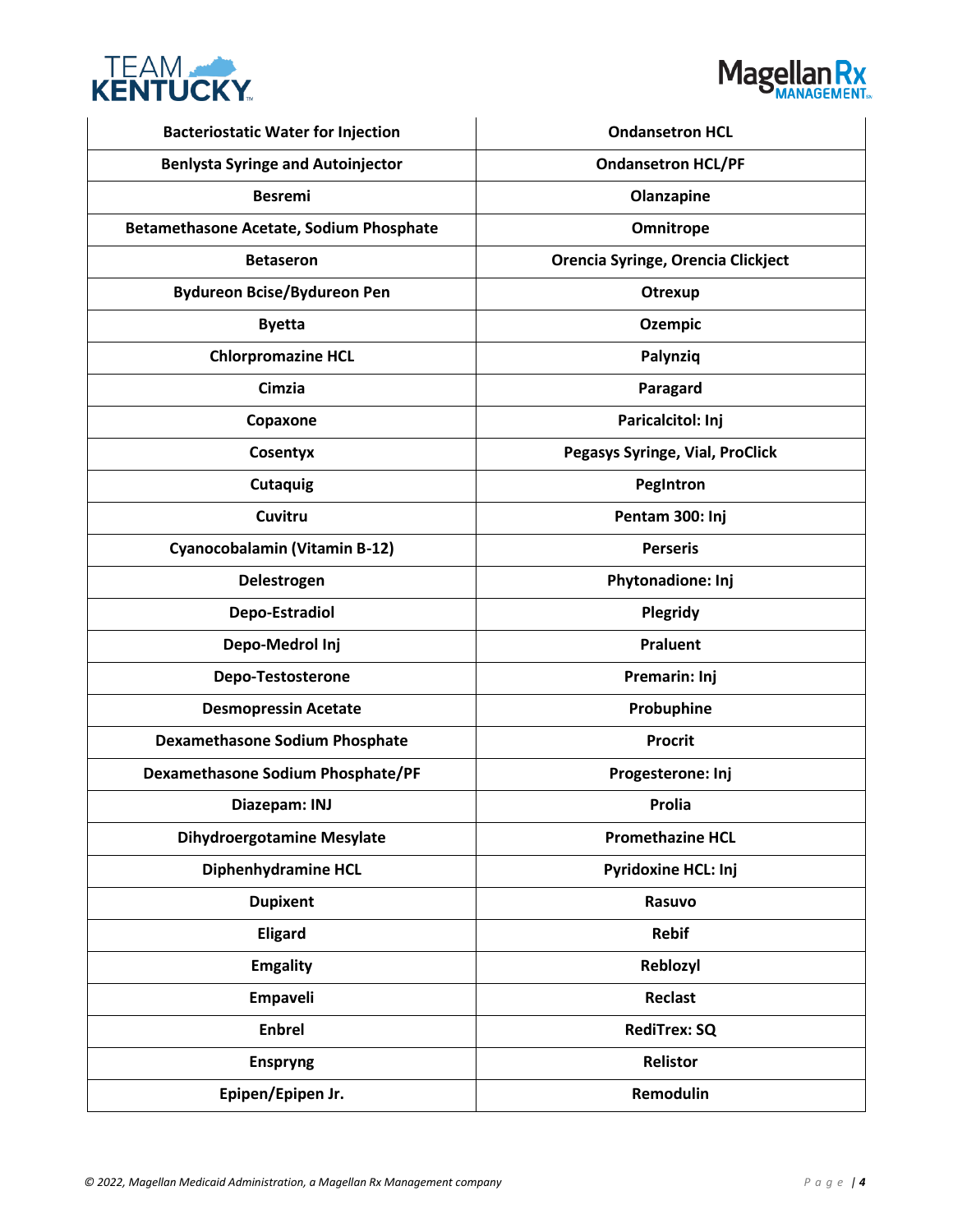| Bacteriostatic Water for Injection | Ondansetron HCL |
|---|---|
| Benlysta Syringe and Autoinjector | Ondansetron HCL/PF |
| Besremi | Olanzapine |
| Betamethasone Acetate, Sodium Phosphate | Omnitrope |
| Betaseron | Orencia Syringe, Orencia Clickject |
| Bydureon Bcise/Bydureon Pen | Otrexup |
| Byetta | Ozempic |
| Chlorpromazine HCL | Palynziq |
| Cimzia | Paragard |
| Copaxone | Paricalcitol: Inj |
| Cosentyx | Pegasys Syringe, Vial, ProClick |
| Cutaquig | PegIntron |
| Cuvitru | Pentam 300: Inj |
| Cyanocobalamin (Vitamin B-12) | Perseris |
| Delestrogen | Phytonadione: Inj |
| Depo-Estradiol | Plegridy |
| Depo-Medrol Inj | Praluent |
| Depo-Testosterone | Premarin: Inj |
| Desmopressin Acetate | Probuphine |
| Dexamethasone Sodium Phosphate | Procrit |
| Dexamethasone Sodium Phosphate/PF | Progesterone: Inj |
| Diazepam: INJ | Prolia |
| Dihydroergotamine Mesylate | Promethazine HCL |
| Diphenhydramine HCL | Pyridoxine HCL: Inj |
| Dupixent | Rasuvo |
| Eligard | Rebif |
| Emgality | Reblozyl |
| Empaveli | Reclast |
| Enbrel | RediTrex: SQ |
| Enspryng | Relistor |
| Epipen/Epipen Jr. | Remodulin |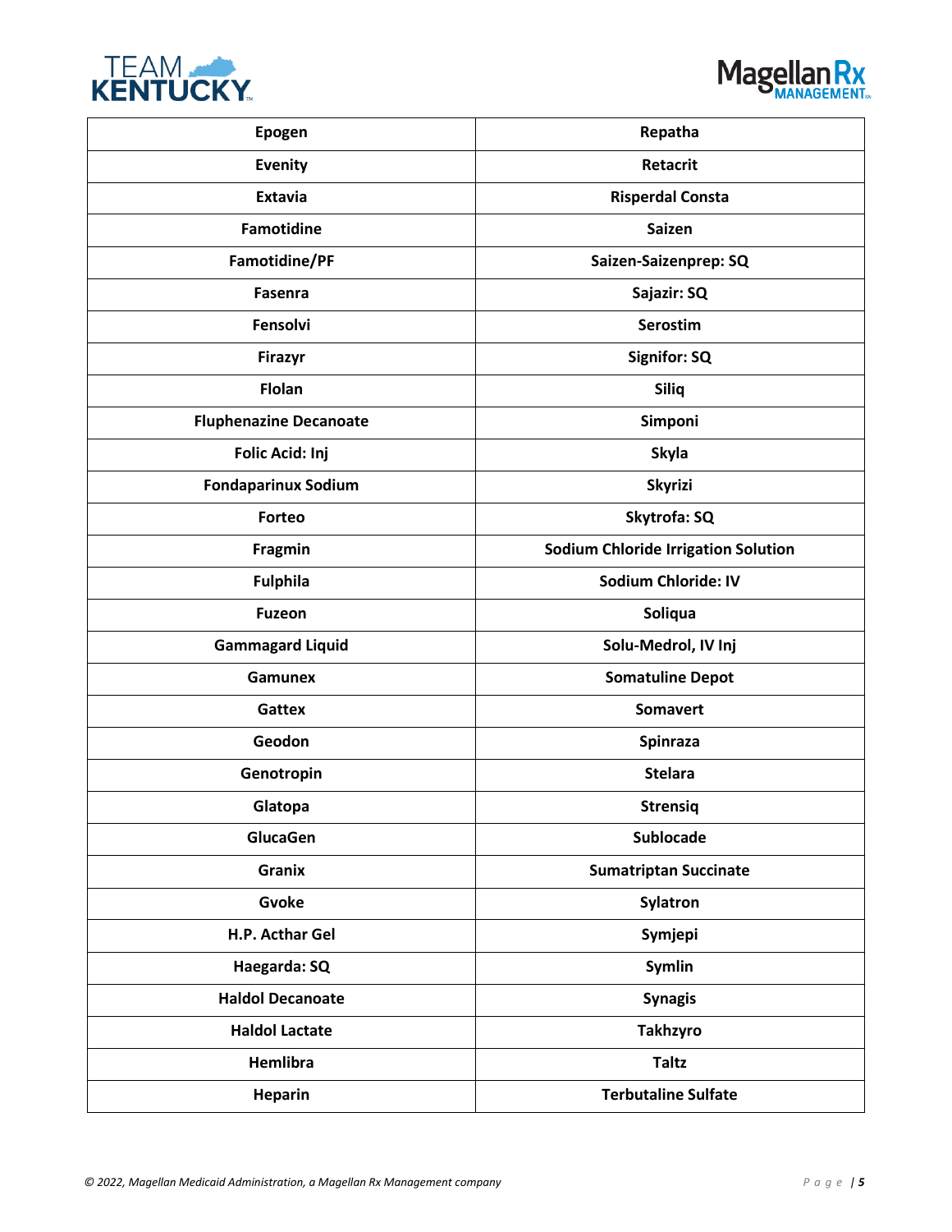| Epogen | Repatha |
|---|---|
| Evenity | Retacrit |
| Extavia | Risperdal Consta |
| Famotidine | Saizen |
| Famotidine/PF | Saizen-Saizenprep: SQ |
| Fasenra | Sajazir: SQ |
| Fensolvi | Serostim |
| Firazyr | Signifor: SQ |
| Flolan | Siliq |
| Fluphenazine Decanoate | Simponi |
| Folic Acid: Inj | Skyla |
| Fondaparinux Sodium | Skyrizi |
| Forteo | Skytrofa: SQ |
| Fragmin | Sodium Chloride Irrigation Solution |
| Fulphila | Sodium Chloride: IV |
| Fuzeon | Soliqua |
| Gammagard Liquid | Solu-Medrol, IV Inj |
| Gamunex | Somatuline Depot |
| Gattex | Somavert |
| Geodon | Spinraza |
| Genotropin | Stelara |
| Glatopa | Strensiq |
| GlucaGen | Sublocade |
| Granix | Sumatriptan Succinate |
| Gvoke | Sylatron |
| H.P. Acthar Gel | Symjepi |
| Haegarda: SQ | Symlin |
| Haldol Decanoate | Synagis |
| Haldol Lactate | Takhzyro |
| Hemlibra | Taltz |
| Heparin | Terbutaline Sulfate |

*© 2022, Magellan Medicaid Administration, a Magellan Rx Management company*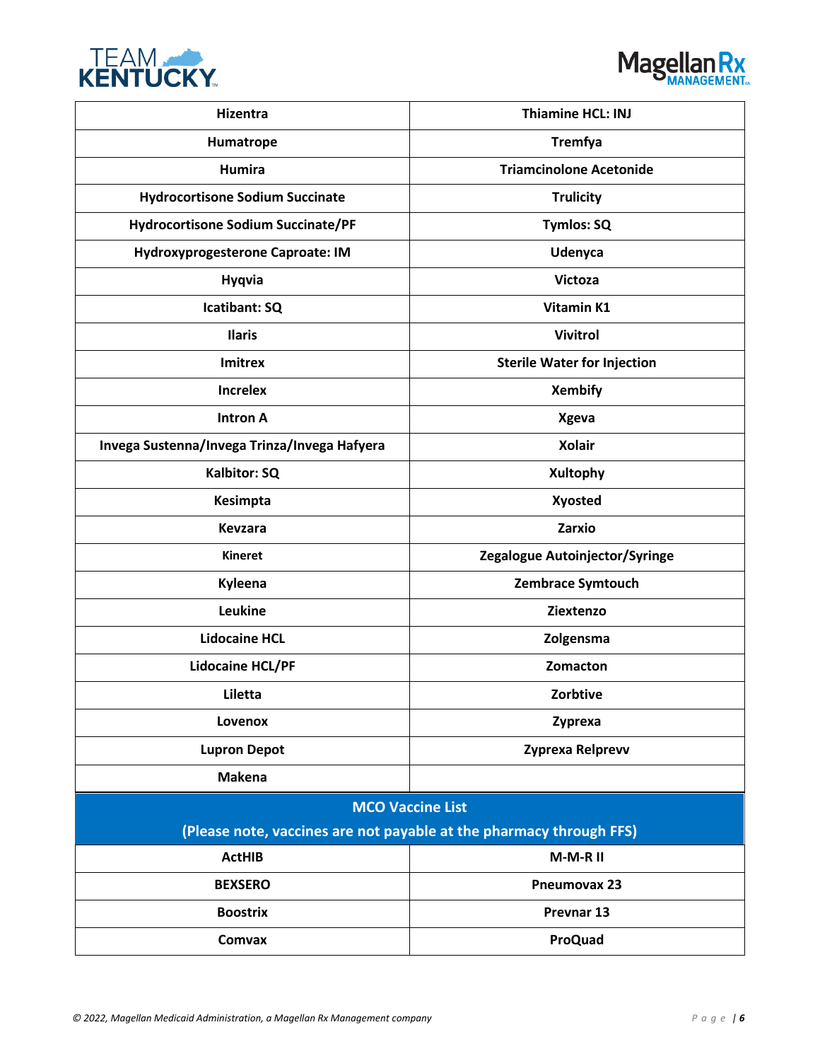| Hizentra | Thiamine HCL: INJ |
|---|---|
| Humatrope | Tremfya |
| Humira | Triamcinolone Acetonide |
| Hydrocortisone Sodium Succinate | Trulicity |
| Hydrocortisone Sodium Succinate/PF | Tymlos: SQ |
| Hydroxyprogesterone Caproate: IM | Udenyca |
| Hyqvia | Victoza |
| Icatibant: SQ | Vitamin K1 |
| Ilaris | Vivitrol |
| Imitrex | Sterile Water for Injection |
| Increlex | Xembify |
| Intron A | Xgeva |
| Invega Sustenna/Invega Trinza/Invega Hafyera | Xolair |
| Kalbitor: SQ | Xultophy |
| Kesimpta | Xyosted |
| Kevzara | Zarxio |
| Kineret | Zegalogue Autoinjector/Syringe |
| Kyleena | Zembrace Symtouch |
| Leukine | Ziextenzo |
| Lidocaine HCL | Zolgensma |
| Lidocaine HCL/PF | Zomacton |
| Liletta | Zorbtive |
| Lovenox | Zyprexa |
| Lupron Depot | Zyprexa Relprevv |
| Makena | |

| MCO Vaccine List (Please note, vaccines are not payable at the pharmacy through FFS) | |
|---|---|
| ActHIB | M-M-R II |
| BEXSERO | Pneumovax 23 |
| Boostrix | Prevnar 13 |
| Comvax | ProQuad |

*© 2022, Magellan Medicaid Administration, a Magellan Rx Management company*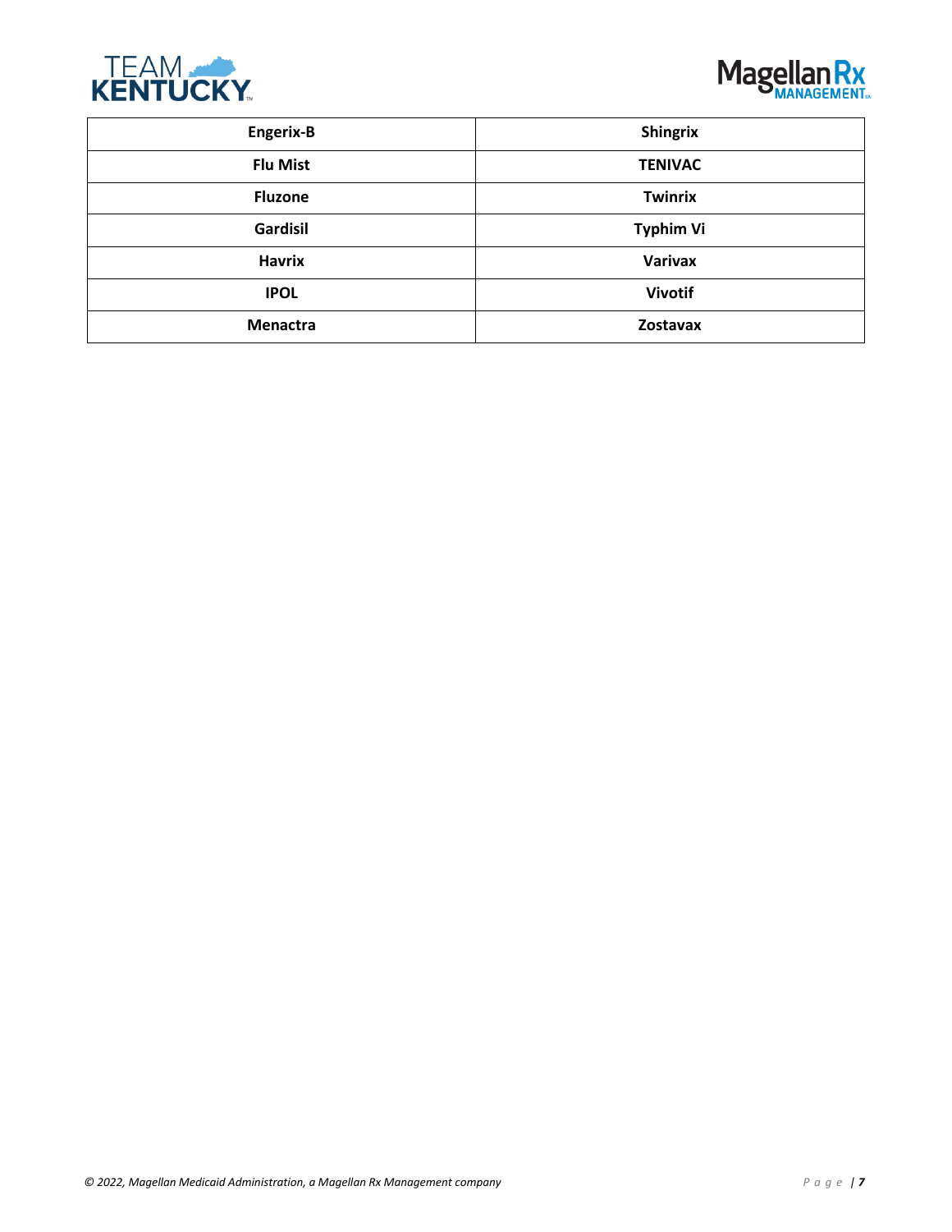| | |
|---|---|
| **Engerix-B** | **Shingrix** |
| **Flu Mist** | **TENIVAC** |
| **Fluzone** | **Twinrix** |
| **Gardisil** | **Typhim Vi** |
| **Havrix** | **Varivax** |
| **IPOL** | **Vivotif** |
| **Menactra** | **Zostavax** |